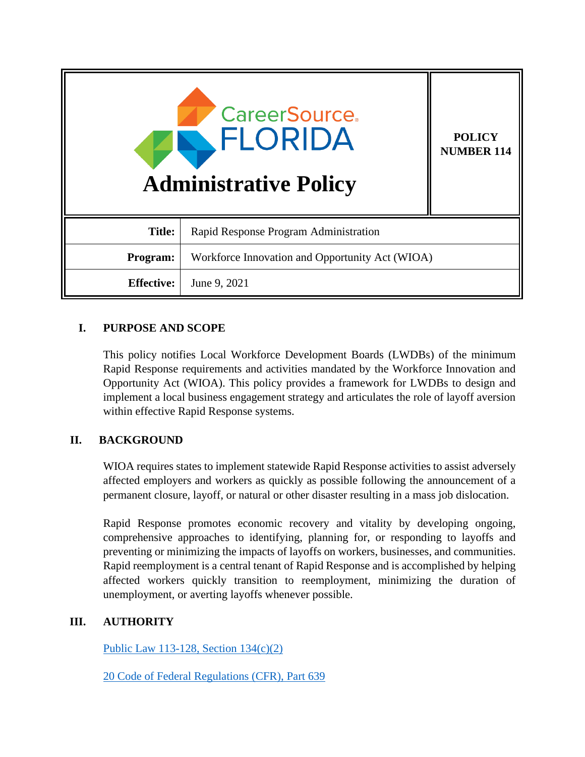# CareerSource FLORIDA

## Administrative Policy

**POLICY NUMBER 114**

| | |
|---|---|
| **Title:** | Rapid Response Program Administration |
| **Program:** | Workforce Innovation and Opportunity Act (WIOA) |
| **Effective:** | June 9, 2021 |

## I. PURPOSE AND SCOPE

This policy notifies Local Workforce Development Boards (LWDBs) of the minimum Rapid Response requirements and activities mandated by the Workforce Innovation and Opportunity Act (WIOA). This policy provides a framework for LWDBs to design and implement a local business engagement strategy and articulates the role of layoff aversion within effective Rapid Response systems.

## II. BACKGROUND

WIOA requires states to implement statewide Rapid Response activities to assist adversely affected employers and workers as quickly as possible following the announcement of a permanent closure, layoff, or natural or other disaster resulting in a mass job dislocation.

Rapid Response promotes economic recovery and vitality by developing ongoing, comprehensive approaches to identifying, planning for, or responding to layoffs and preventing or minimizing the impacts of layoffs on workers, businesses, and communities. Rapid reemployment is a central tenant of Rapid Response and is accomplished by helping affected workers quickly transition to reemployment, minimizing the duration of unemployment, or averting layoffs whenever possible.

## III. AUTHORITY

Public Law 113-128, Section 134(c)(2)

20 Code of Federal Regulations (CFR), Part 639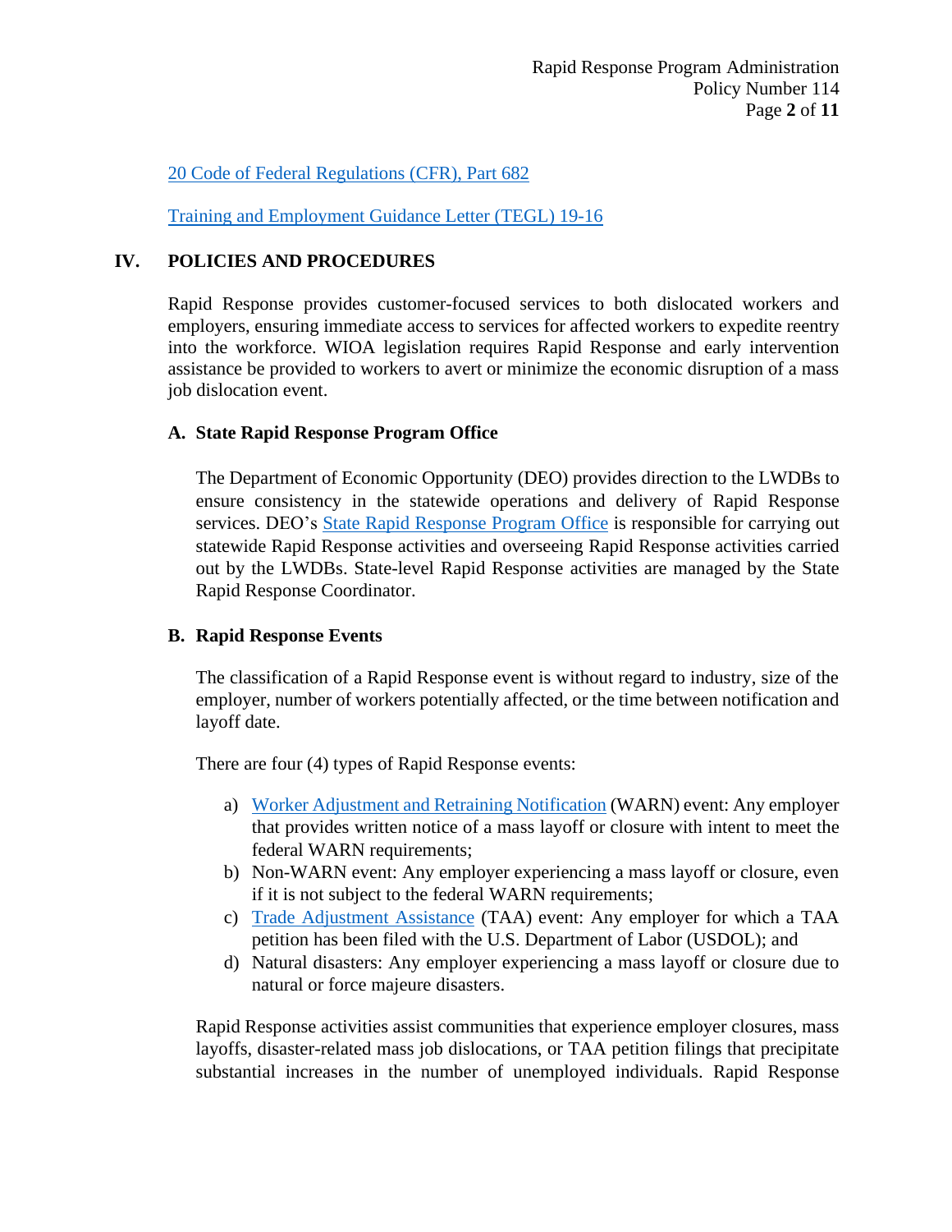20 Code of Federal Regulations (CFR), Part 682

Training and Employment Guidance Letter (TEGL) 19-16

## IV. POLICIES AND PROCEDURES

Rapid Response provides customer-focused services to both dislocated workers and employers, ensuring immediate access to services for affected workers to expedite reentry into the workforce. WIOA legislation requires Rapid Response and early intervention assistance be provided to workers to avert or minimize the economic disruption of a mass job dislocation event.

### A. State Rapid Response Program Office

The Department of Economic Opportunity (DEO) provides direction to the LWDBs to ensure consistency in the statewide operations and delivery of Rapid Response services. DEO's State Rapid Response Program Office is responsible for carrying out statewide Rapid Response activities and overseeing Rapid Response activities carried out by the LWDBs. State-level Rapid Response activities are managed by the State Rapid Response Coordinator.

### B. Rapid Response Events

The classification of a Rapid Response event is without regard to industry, size of the employer, number of workers potentially affected, or the time between notification and layoff date.

There are four (4) types of Rapid Response events:

a) Worker Adjustment and Retraining Notification (WARN) event: Any employer that provides written notice of a mass layoff or closure with intent to meet the federal WARN requirements;
b) Non-WARN event: Any employer experiencing a mass layoff or closure, even if it is not subject to the federal WARN requirements;
c) Trade Adjustment Assistance (TAA) event: Any employer for which a TAA petition has been filed with the U.S. Department of Labor (USDOL); and
d) Natural disasters: Any employer experiencing a mass layoff or closure due to natural or force majeure disasters.

Rapid Response activities assist communities that experience employer closures, mass layoffs, disaster-related mass job dislocations, or TAA petition filings that precipitate substantial increases in the number of unemployed individuals. Rapid Response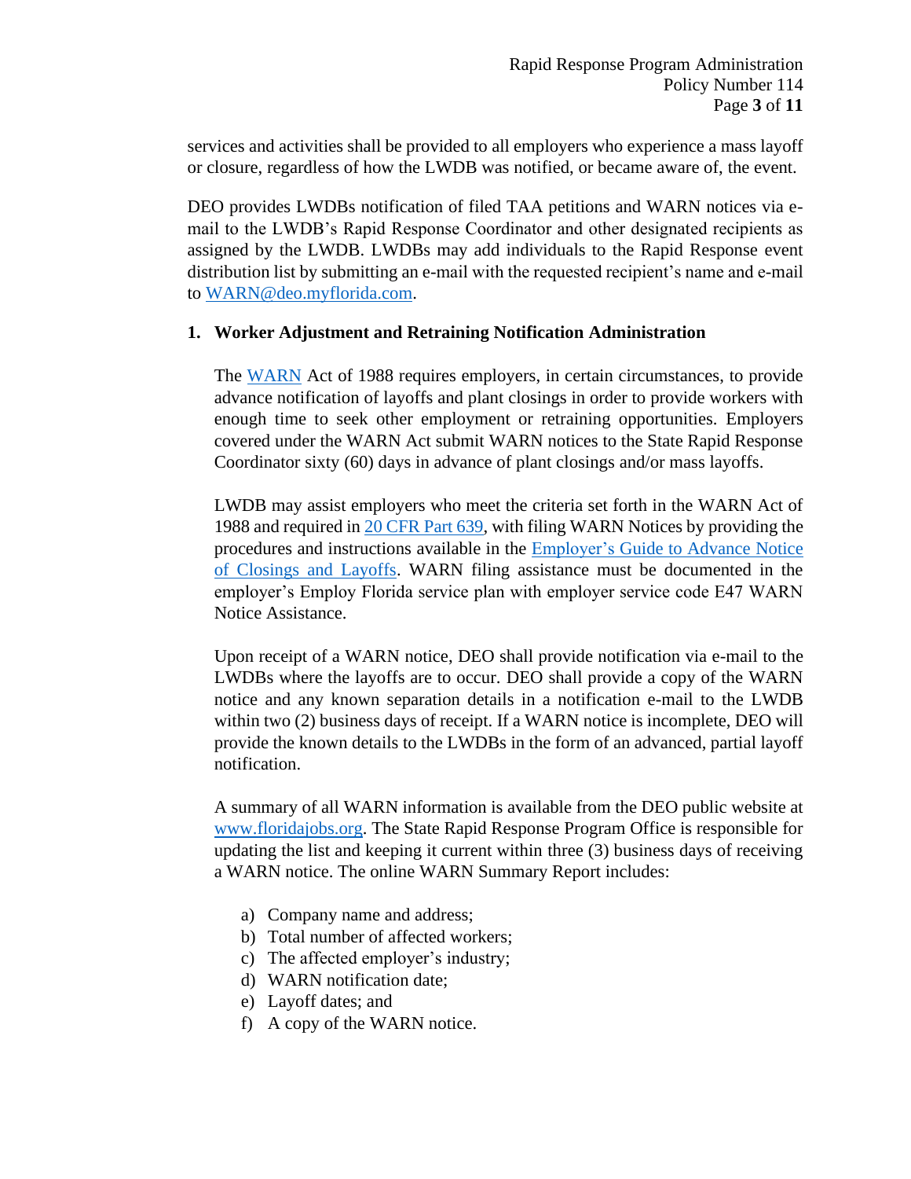services and activities shall be provided to all employers who experience a mass layoff or closure, regardless of how the LWDB was notified, or became aware of, the event.

DEO provides LWDBs notification of filed TAA petitions and WARN notices via e-mail to the LWDB's Rapid Response Coordinator and other designated recipients as assigned by the LWDB. LWDBs may add individuals to the Rapid Response event distribution list by submitting an e-mail with the requested recipient's name and e-mail to WARN@deo.myflorida.com.

**1. Worker Adjustment and Retraining Notification Administration**

The WARN Act of 1988 requires employers, in certain circumstances, to provide advance notification of layoffs and plant closings in order to provide workers with enough time to seek other employment or retraining opportunities. Employers covered under the WARN Act submit WARN notices to the State Rapid Response Coordinator sixty (60) days in advance of plant closings and/or mass layoffs.

LWDB may assist employers who meet the criteria set forth in the WARN Act of 1988 and required in 20 CFR Part 639, with filing WARN Notices by providing the procedures and instructions available in the Employer's Guide to Advance Notice of Closings and Layoffs. WARN filing assistance must be documented in the employer's Employ Florida service plan with employer service code E47 WARN Notice Assistance.

Upon receipt of a WARN notice, DEO shall provide notification via e-mail to the LWDBs where the layoffs are to occur. DEO shall provide a copy of the WARN notice and any known separation details in a notification e-mail to the LWDB within two (2) business days of receipt. If a WARN notice is incomplete, DEO will provide the known details to the LWDBs in the form of an advanced, partial layoff notification.

A summary of all WARN information is available from the DEO public website at www.floridajobs.org. The State Rapid Response Program Office is responsible for updating the list and keeping it current within three (3) business days of receiving a WARN notice. The online WARN Summary Report includes:

a) Company name and address;
b) Total number of affected workers;
c) The affected employer's industry;
d) WARN notification date;
e) Layoff dates; and
f) A copy of the WARN notice.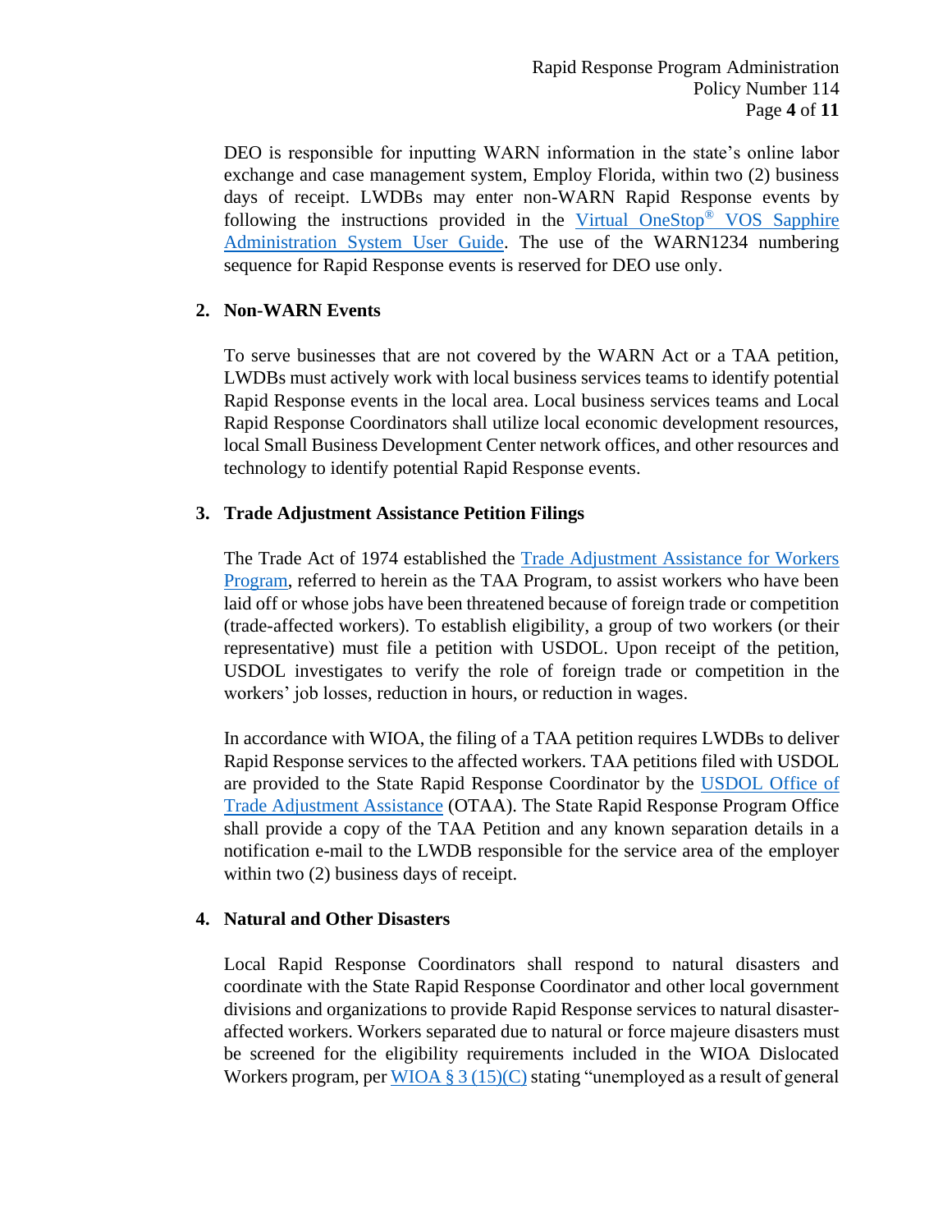DEO is responsible for inputting WARN information in the state's online labor exchange and case management system, Employ Florida, within two (2) business days of receipt. LWDBs may enter non-WARN Rapid Response events by following the instructions provided in the [Virtual OneStop® VOS Sapphire Administration System User Guide](). The use of the WARN1234 numbering sequence for Rapid Response events is reserved for DEO use only.

## 2. Non-WARN Events

To serve businesses that are not covered by the WARN Act or a TAA petition, LWDBs must actively work with local business services teams to identify potential Rapid Response events in the local area. Local business services teams and Local Rapid Response Coordinators shall utilize local economic development resources, local Small Business Development Center network offices, and other resources and technology to identify potential Rapid Response events.

## 3. Trade Adjustment Assistance Petition Filings

The Trade Act of 1974 established the [Trade Adjustment Assistance for Workers Program](), referred to herein as the TAA Program, to assist workers who have been laid off or whose jobs have been threatened because of foreign trade or competition (trade-affected workers). To establish eligibility, a group of two workers (or their representative) must file a petition with USDOL. Upon receipt of the petition, USDOL investigates to verify the role of foreign trade or competition in the workers' job losses, reduction in hours, or reduction in wages.

In accordance with WIOA, the filing of a TAA petition requires LWDBs to deliver Rapid Response services to the affected workers. TAA petitions filed with USDOL are provided to the State Rapid Response Coordinator by the [USDOL Office of Trade Adjustment Assistance]() (OTAA). The State Rapid Response Program Office shall provide a copy of the TAA Petition and any known separation details in a notification e-mail to the LWDB responsible for the service area of the employer within two (2) business days of receipt.

## 4. Natural and Other Disasters

Local Rapid Response Coordinators shall respond to natural disasters and coordinate with the State Rapid Response Coordinator and other local government divisions and organizations to provide Rapid Response services to natural disaster-affected workers. Workers separated due to natural or force majeure disasters must be screened for the eligibility requirements included in the WIOA Dislocated Workers program, per [WIOA § 3 (15)(C)]() stating "unemployed as a result of general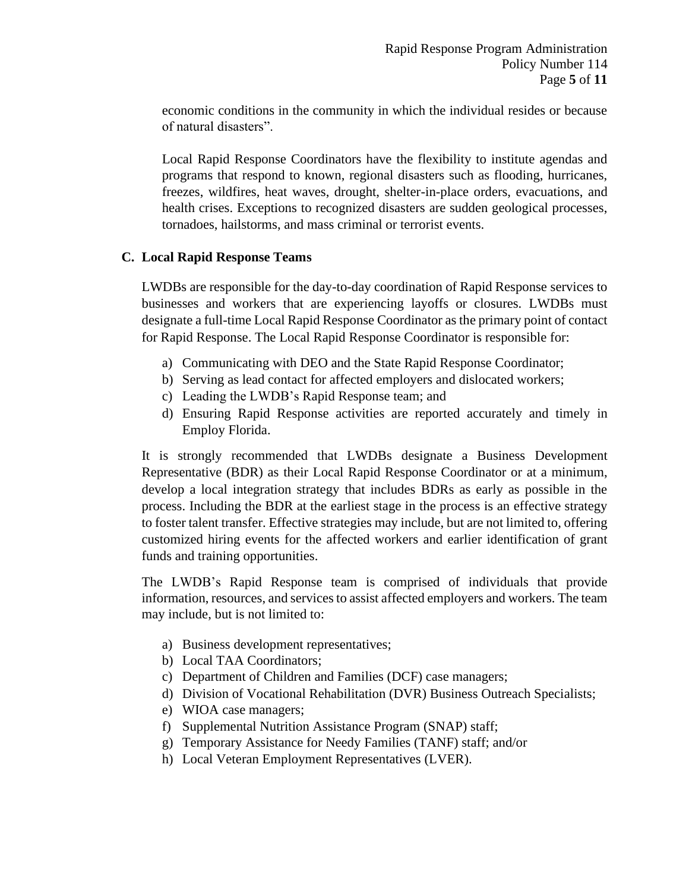economic conditions in the community in which the individual resides or because of natural disasters".

Local Rapid Response Coordinators have the flexibility to institute agendas and programs that respond to known, regional disasters such as flooding, hurricanes, freezes, wildfires, heat waves, drought, shelter-in-place orders, evacuations, and health crises. Exceptions to recognized disasters are sudden geological processes, tornadoes, hailstorms, and mass criminal or terrorist events.

### C. Local Rapid Response Teams

LWDBs are responsible for the day-to-day coordination of Rapid Response services to businesses and workers that are experiencing layoffs or closures. LWDBs must designate a full-time Local Rapid Response Coordinator as the primary point of contact for Rapid Response. The Local Rapid Response Coordinator is responsible for:

a) Communicating with DEO and the State Rapid Response Coordinator;
b) Serving as lead contact for affected employers and dislocated workers;
c) Leading the LWDB's Rapid Response team; and
d) Ensuring Rapid Response activities are reported accurately and timely in Employ Florida.

It is strongly recommended that LWDBs designate a Business Development Representative (BDR) as their Local Rapid Response Coordinator or at a minimum, develop a local integration strategy that includes BDRs as early as possible in the process. Including the BDR at the earliest stage in the process is an effective strategy to foster talent transfer. Effective strategies may include, but are not limited to, offering customized hiring events for the affected workers and earlier identification of grant funds and training opportunities.

The LWDB's Rapid Response team is comprised of individuals that provide information, resources, and services to assist affected employers and workers. The team may include, but is not limited to:

a) Business development representatives;
b) Local TAA Coordinators;
c) Department of Children and Families (DCF) case managers;
d) Division of Vocational Rehabilitation (DVR) Business Outreach Specialists;
e) WIOA case managers;
f) Supplemental Nutrition Assistance Program (SNAP) staff;
g) Temporary Assistance for Needy Families (TANF) staff; and/or
h) Local Veteran Employment Representatives (LVER).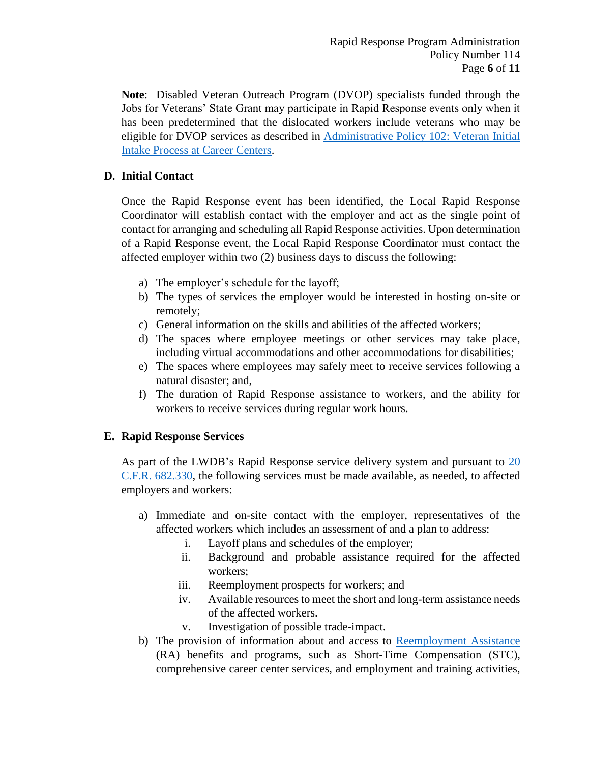**Note**: Disabled Veteran Outreach Program (DVOP) specialists funded through the Jobs for Veterans' State Grant may participate in Rapid Response events only when it has been predetermined that the dislocated workers include veterans who may be eligible for DVOP services as described in [Administrative Policy 102: Veteran Initial Intake Process at Career Centers]().

### D. Initial Contact

Once the Rapid Response event has been identified, the Local Rapid Response Coordinator will establish contact with the employer and act as the single point of contact for arranging and scheduling all Rapid Response activities. Upon determination of a Rapid Response event, the Local Rapid Response Coordinator must contact the affected employer within two (2) business days to discuss the following:

a) The employer's schedule for the layoff;
b) The types of services the employer would be interested in hosting on-site or remotely;
c) General information on the skills and abilities of the affected workers;
d) The spaces where employee meetings or other services may take place, including virtual accommodations and other accommodations for disabilities;
e) The spaces where employees may safely meet to receive services following a natural disaster; and,
f) The duration of Rapid Response assistance to workers, and the ability for workers to receive services during regular work hours.

### E. Rapid Response Services

As part of the LWDB's Rapid Response service delivery system and pursuant to [20 C.F.R. 682.330](), the following services must be made available, as needed, to affected employers and workers:

a) Immediate and on-site contact with the employer, representatives of the affected workers which includes an assessment of and a plan to address:
   i. Layoff plans and schedules of the employer;
   ii. Background and probable assistance required for the affected workers;
   iii. Reemployment prospects for workers; and
   iv. Available resources to meet the short and long-term assistance needs of the affected workers.
   v. Investigation of possible trade-impact.
b) The provision of information about and access to [Reemployment Assistance]() (RA) benefits and programs, such as Short-Time Compensation (STC), comprehensive career center services, and employment and training activities,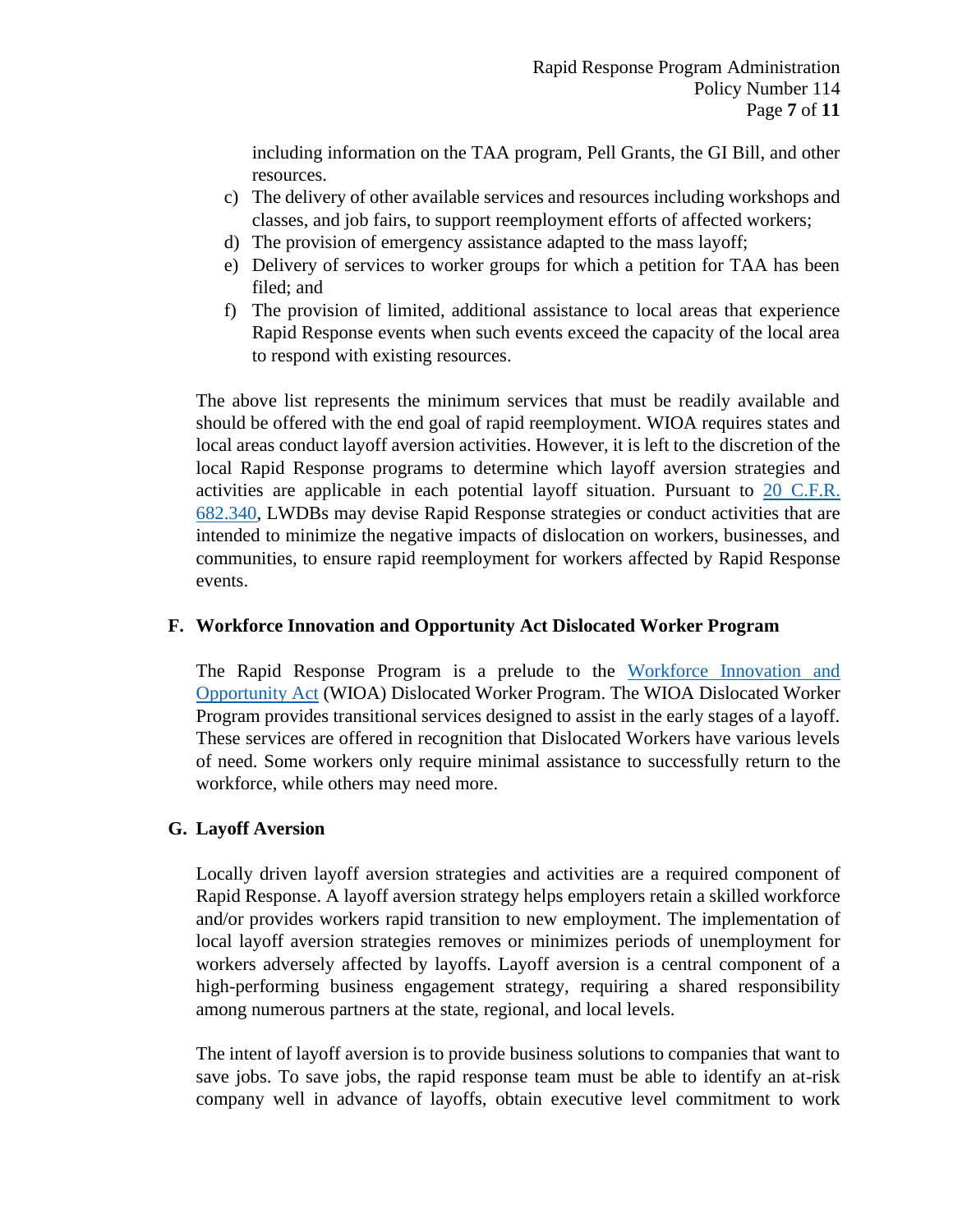including information on the TAA program, Pell Grants, the GI Bill, and other resources.

c) The delivery of other available services and resources including workshops and classes, and job fairs, to support reemployment efforts of affected workers;
d) The provision of emergency assistance adapted to the mass layoff;
e) Delivery of services to worker groups for which a petition for TAA has been filed; and
f) The provision of limited, additional assistance to local areas that experience Rapid Response events when such events exceed the capacity of the local area to respond with existing resources.

The above list represents the minimum services that must be readily available and should be offered with the end goal of rapid reemployment. WIOA requires states and local areas conduct layoff aversion activities. However, it is left to the discretion of the local Rapid Response programs to determine which layoff aversion strategies and activities are applicable in each potential layoff situation. Pursuant to 20 C.F.R. 682.340, LWDBs may devise Rapid Response strategies or conduct activities that are intended to minimize the negative impacts of dislocation on workers, businesses, and communities, to ensure rapid reemployment for workers affected by Rapid Response events.

## F. Workforce Innovation and Opportunity Act Dislocated Worker Program

The Rapid Response Program is a prelude to the Workforce Innovation and Opportunity Act (WIOA) Dislocated Worker Program. The WIOA Dislocated Worker Program provides transitional services designed to assist in the early stages of a layoff. These services are offered in recognition that Dislocated Workers have various levels of need. Some workers only require minimal assistance to successfully return to the workforce, while others may need more.

## G. Layoff Aversion

Locally driven layoff aversion strategies and activities are a required component of Rapid Response. A layoff aversion strategy helps employers retain a skilled workforce and/or provides workers rapid transition to new employment. The implementation of local layoff aversion strategies removes or minimizes periods of unemployment for workers adversely affected by layoffs. Layoff aversion is a central component of a high-performing business engagement strategy, requiring a shared responsibility among numerous partners at the state, regional, and local levels.

The intent of layoff aversion is to provide business solutions to companies that want to save jobs. To save jobs, the rapid response team must be able to identify an at-risk company well in advance of layoffs, obtain executive level commitment to work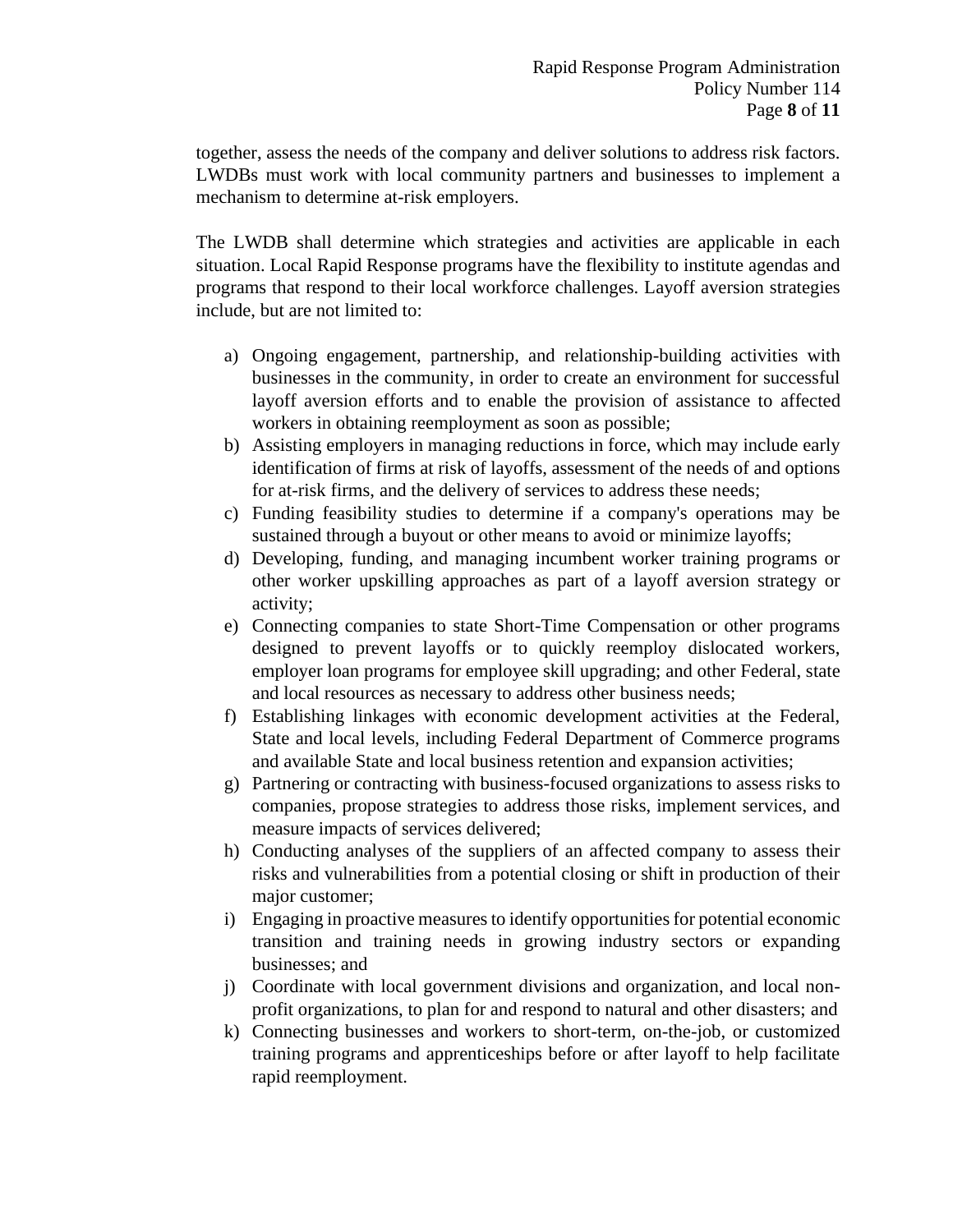together, assess the needs of the company and deliver solutions to address risk factors. LWDBs must work with local community partners and businesses to implement a mechanism to determine at-risk employers.

The LWDB shall determine which strategies and activities are applicable in each situation. Local Rapid Response programs have the flexibility to institute agendas and programs that respond to their local workforce challenges. Layoff aversion strategies include, but are not limited to:

a) Ongoing engagement, partnership, and relationship-building activities with businesses in the community, in order to create an environment for successful layoff aversion efforts and to enable the provision of assistance to affected workers in obtaining reemployment as soon as possible;
b) Assisting employers in managing reductions in force, which may include early identification of firms at risk of layoffs, assessment of the needs of and options for at-risk firms, and the delivery of services to address these needs;
c) Funding feasibility studies to determine if a company's operations may be sustained through a buyout or other means to avoid or minimize layoffs;
d) Developing, funding, and managing incumbent worker training programs or other worker upskilling approaches as part of a layoff aversion strategy or activity;
e) Connecting companies to state Short-Time Compensation or other programs designed to prevent layoffs or to quickly reemploy dislocated workers, employer loan programs for employee skill upgrading; and other Federal, state and local resources as necessary to address other business needs;
f) Establishing linkages with economic development activities at the Federal, State and local levels, including Federal Department of Commerce programs and available State and local business retention and expansion activities;
g) Partnering or contracting with business-focused organizations to assess risks to companies, propose strategies to address those risks, implement services, and measure impacts of services delivered;
h) Conducting analyses of the suppliers of an affected company to assess their risks and vulnerabilities from a potential closing or shift in production of their major customer;
i) Engaging in proactive measures to identify opportunities for potential economic transition and training needs in growing industry sectors or expanding businesses; and
j) Coordinate with local government divisions and organization, and local non-profit organizations, to plan for and respond to natural and other disasters; and
k) Connecting businesses and workers to short-term, on-the-job, or customized training programs and apprenticeships before or after layoff to help facilitate rapid reemployment.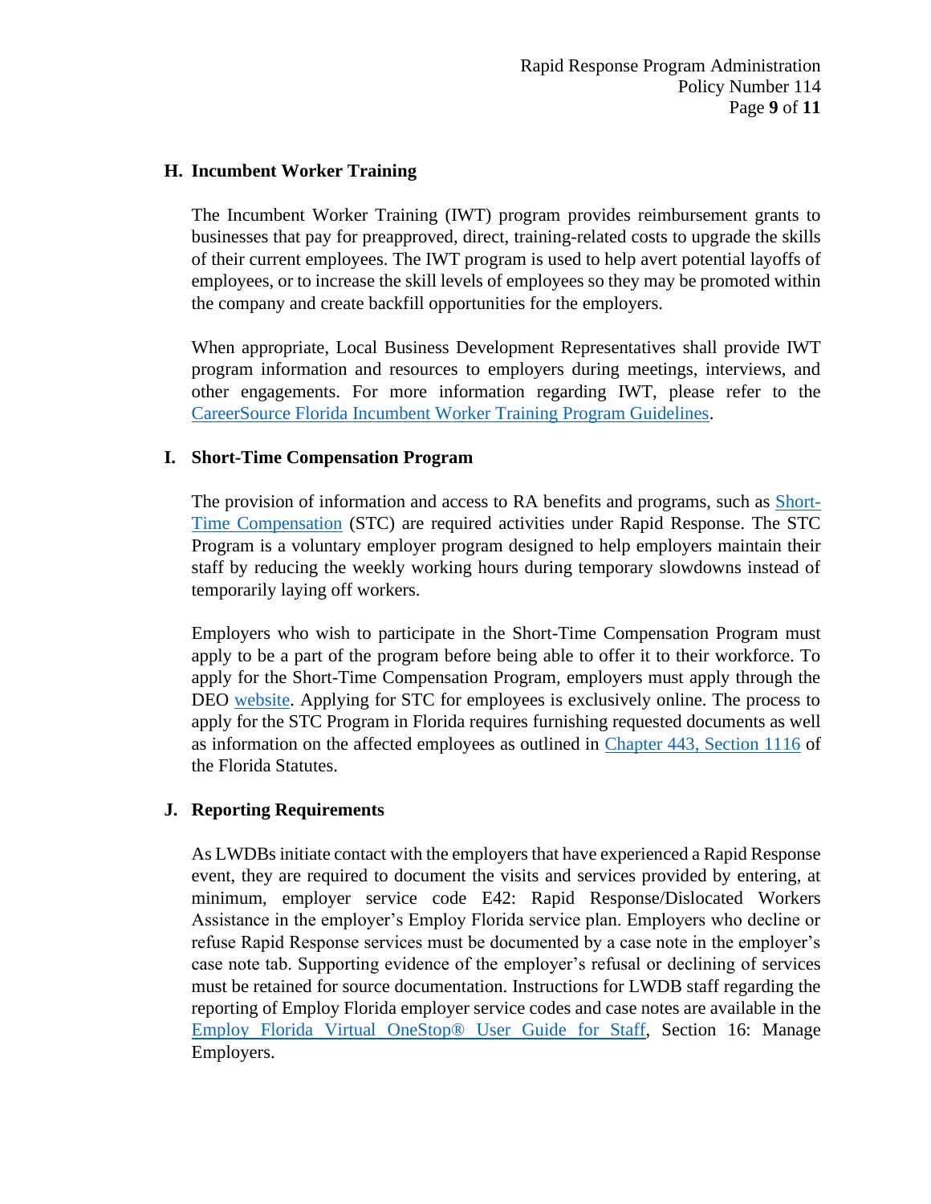### H. Incumbent Worker Training

The Incumbent Worker Training (IWT) program provides reimbursement grants to businesses that pay for preapproved, direct, training-related costs to upgrade the skills of their current employees. The IWT program is used to help avert potential layoffs of employees, or to increase the skill levels of employees so they may be promoted within the company and create backfill opportunities for the employers.

When appropriate, Local Business Development Representatives shall provide IWT program information and resources to employers during meetings, interviews, and other engagements. For more information regarding IWT, please refer to the CareerSource Florida Incumbent Worker Training Program Guidelines.

### I. Short-Time Compensation Program

The provision of information and access to RA benefits and programs, such as Short-Time Compensation (STC) are required activities under Rapid Response. The STC Program is a voluntary employer program designed to help employers maintain their staff by reducing the weekly working hours during temporary slowdowns instead of temporarily laying off workers.

Employers who wish to participate in the Short-Time Compensation Program must apply to be a part of the program before being able to offer it to their workforce. To apply for the Short-Time Compensation Program, employers must apply through the DEO website. Applying for STC for employees is exclusively online. The process to apply for the STC Program in Florida requires furnishing requested documents as well as information on the affected employees as outlined in Chapter 443, Section 1116 of the Florida Statutes.

### J. Reporting Requirements

As LWDBs initiate contact with the employers that have experienced a Rapid Response event, they are required to document the visits and services provided by entering, at minimum, employer service code E42: Rapid Response/Dislocated Workers Assistance in the employer's Employ Florida service plan. Employers who decline or refuse Rapid Response services must be documented by a case note in the employer's case note tab. Supporting evidence of the employer's refusal or declining of services must be retained for source documentation. Instructions for LWDB staff regarding the reporting of Employ Florida employer service codes and case notes are available in the Employ Florida Virtual OneStop® User Guide for Staff, Section 16: Manage Employers.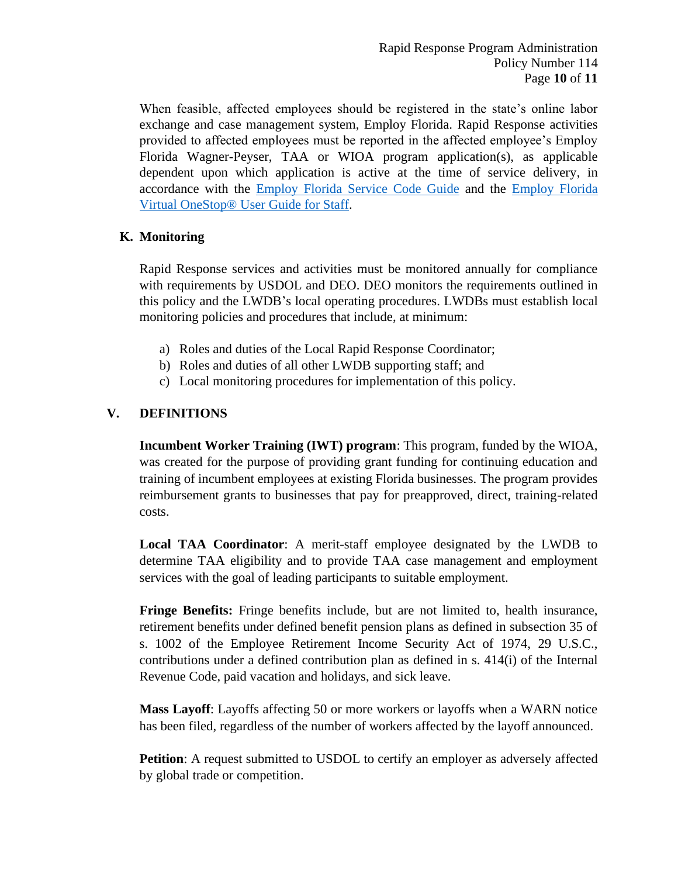When feasible, affected employees should be registered in the state's online labor exchange and case management system, Employ Florida. Rapid Response activities provided to affected employees must be reported in the affected employee's Employ Florida Wagner-Peyser, TAA or WIOA program application(s), as applicable dependent upon which application is active at the time of service delivery, in accordance with the [Employ Florida Service Code Guide]() and the [Employ Florida Virtual OneStop® User Guide for Staff]().

### K. Monitoring

Rapid Response services and activities must be monitored annually for compliance with requirements by USDOL and DEO. DEO monitors the requirements outlined in this policy and the LWDB's local operating procedures. LWDBs must establish local monitoring policies and procedures that include, at minimum:

a) Roles and duties of the Local Rapid Response Coordinator;
b) Roles and duties of all other LWDB supporting staff; and
c) Local monitoring procedures for implementation of this policy.

## V. DEFINITIONS

**Incumbent Worker Training (IWT) program**: This program, funded by the WIOA, was created for the purpose of providing grant funding for continuing education and training of incumbent employees at existing Florida businesses. The program provides reimbursement grants to businesses that pay for preapproved, direct, training-related costs.

**Local TAA Coordinator**: A merit-staff employee designated by the LWDB to determine TAA eligibility and to provide TAA case management and employment services with the goal of leading participants to suitable employment.

**Fringe Benefits:** Fringe benefits include, but are not limited to, health insurance, retirement benefits under defined benefit pension plans as defined in subsection 35 of s. 1002 of the Employee Retirement Income Security Act of 1974, 29 U.S.C., contributions under a defined contribution plan as defined in s. 414(i) of the Internal Revenue Code, paid vacation and holidays, and sick leave.

**Mass Layoff**: Layoffs affecting 50 or more workers or layoffs when a WARN notice has been filed, regardless of the number of workers affected by the layoff announced.

**Petition**: A request submitted to USDOL to certify an employer as adversely affected by global trade or competition.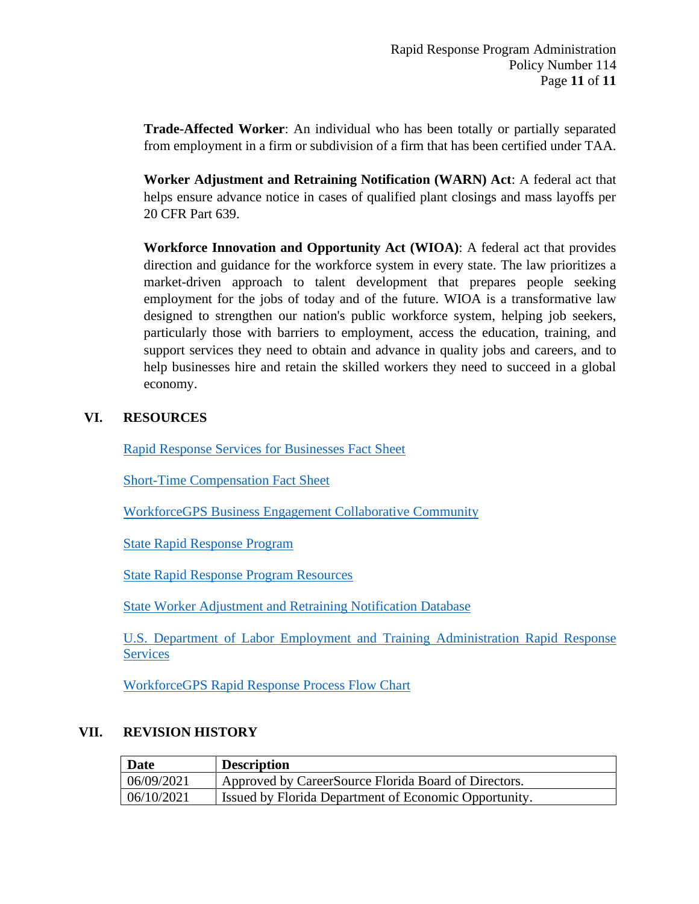**Trade-Affected Worker**: An individual who has been totally or partially separated from employment in a firm or subdivision of a firm that has been certified under TAA.

**Worker Adjustment and Retraining Notification (WARN) Act**: A federal act that helps ensure advance notice in cases of qualified plant closings and mass layoffs per 20 CFR Part 639.

**Workforce Innovation and Opportunity Act (WIOA)**: A federal act that provides direction and guidance for the workforce system in every state. The law prioritizes a market-driven approach to talent development that prepares people seeking employment for the jobs of today and of the future. WIOA is a transformative law designed to strengthen our nation's public workforce system, helping job seekers, particularly those with barriers to employment, access the education, training, and support services they need to obtain and advance in quality jobs and careers, and to help businesses hire and retain the skilled workers they need to succeed in a global economy.

## VI. RESOURCES

Rapid Response Services for Businesses Fact Sheet

Short-Time Compensation Fact Sheet

WorkforceGPS Business Engagement Collaborative Community

State Rapid Response Program

State Rapid Response Program Resources

State Worker Adjustment and Retraining Notification Database

U.S. Department of Labor Employment and Training Administration Rapid Response Services

WorkforceGPS Rapid Response Process Flow Chart

## VII. REVISION HISTORY

| Date | Description |
| --- | --- |
| 06/09/2021 | Approved by CareerSource Florida Board of Directors. |
| 06/10/2021 | Issued by Florida Department of Economic Opportunity. |